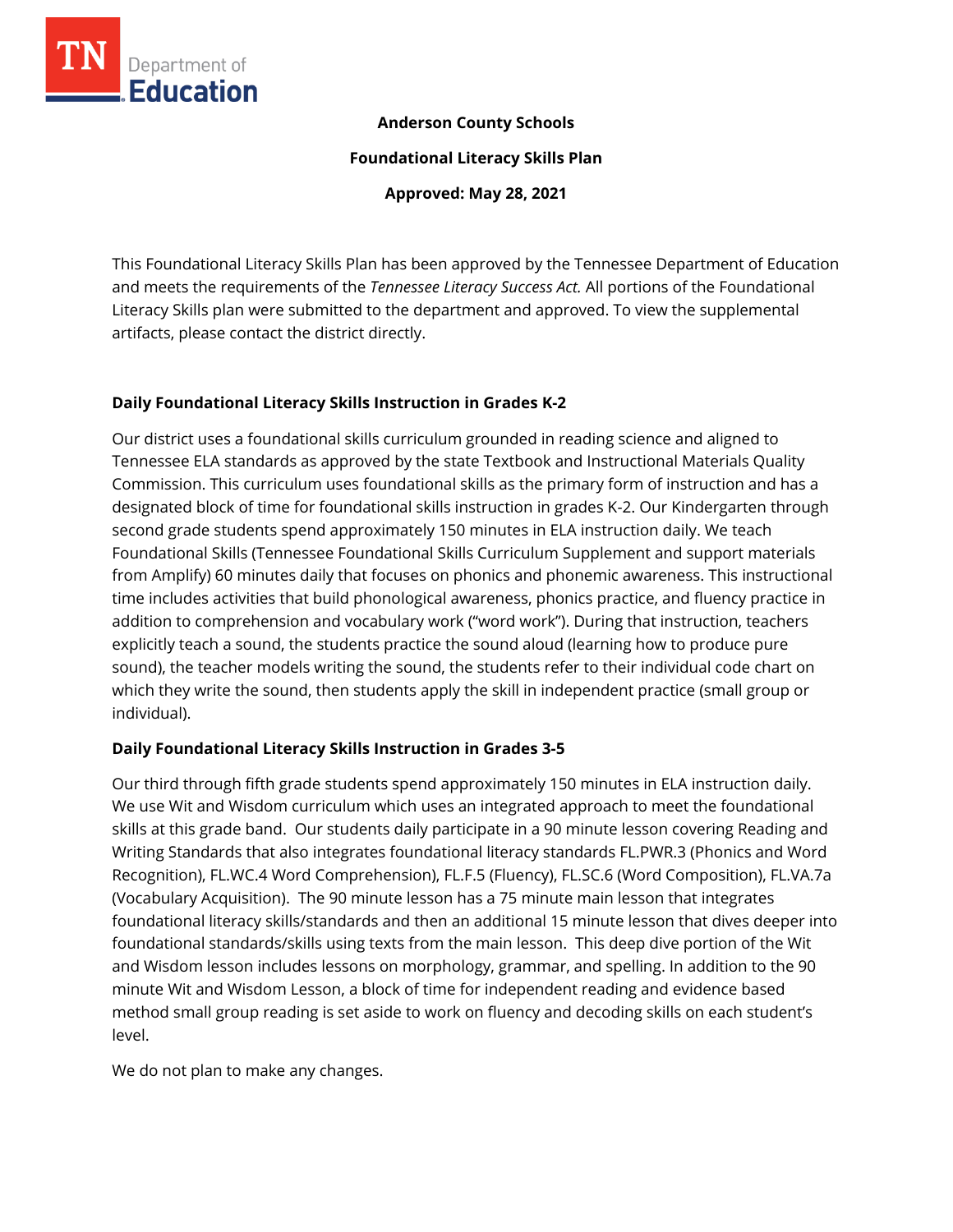**Anderson County Schools**

**Foundational Literacy Skills Plan**

**Approved: May 28, 2021**

This Foundational Literacy Skills Plan has been approved by the Tennessee Department of Education and meets the requirements of the *Tennessee Literacy Success Act.* All portions of the Foundational Literacy Skills plan were submitted to the department and approved. To view the supplemental artifacts, please contact the district directly.

## Daily Foundational Literacy Skills Instruction in Grades K-2

Our district uses a foundational skills curriculum grounded in reading science and aligned to Tennessee ELA standards as approved by the state Textbook and Instructional Materials Quality Commission. This curriculum uses foundational skills as the primary form of instruction and has a designated block of time for foundational skills instruction in grades K-2. Our Kindergarten through second grade students spend approximately 150 minutes in ELA instruction daily. We teach Foundational Skills (Tennessee Foundational Skills Curriculum Supplement and support materials from Amplify) 60 minutes daily that focuses on phonics and phonemic awareness. This instructional time includes activities that build phonological awareness, phonics practice, and fluency practice in addition to comprehension and vocabulary work ("word work"). During that instruction, teachers explicitly teach a sound, the students practice the sound aloud (learning how to produce pure sound), the teacher models writing the sound, the students refer to their individual code chart on which they write the sound, then students apply the skill in independent practice (small group or individual).

## Daily Foundational Literacy Skills Instruction in Grades 3-5

Our third through fifth grade students spend approximately 150 minutes in ELA instruction daily. We use Wit and Wisdom curriculum which uses an integrated approach to meet the foundational skills at this grade band. Our students daily participate in a 90 minute lesson covering Reading and Writing Standards that also integrates foundational literacy standards FL.PWR.3 (Phonics and Word Recognition), FL.WC.4 Word Comprehension), FL.F.5 (Fluency), FL.SC.6 (Word Composition), FL.VA.7a (Vocabulary Acquisition). The 90 minute lesson has a 75 minute main lesson that integrates foundational literacy skills/standards and then an additional 15 minute lesson that dives deeper into foundational standards/skills using texts from the main lesson. This deep dive portion of the Wit and Wisdom lesson includes lessons on morphology, grammar, and spelling. In addition to the 90 minute Wit and Wisdom Lesson, a block of time for independent reading and evidence based method small group reading is set aside to work on fluency and decoding skills on each student's level.

We do not plan to make any changes.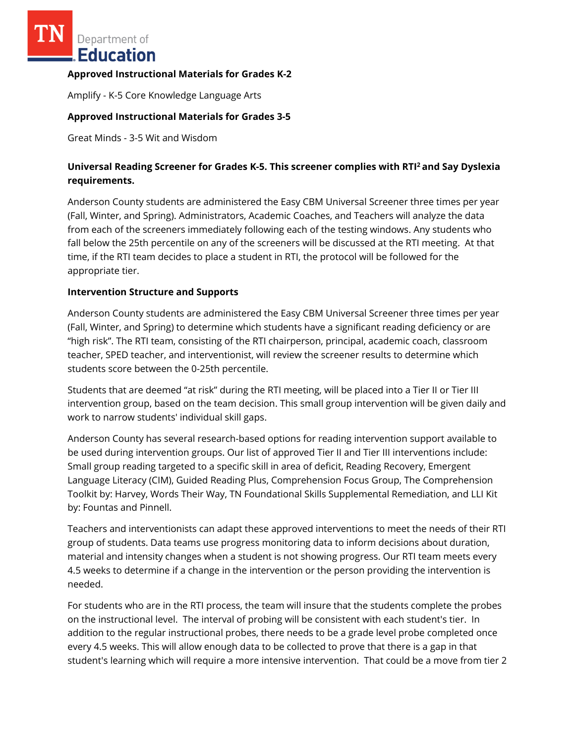**Approved Instructional Materials for Grades K-2**

Amplify - K-5 Core Knowledge Language Arts

**Approved Instructional Materials for Grades 3-5**

Great Minds - 3-5 Wit and Wisdom

**Universal Reading Screener for Grades K-5. This screener complies with RTI[2] and Say Dyslexia requirements.**

Anderson County students are administered the Easy CBM Universal Screener three times per year (Fall, Winter, and Spring). Administrators, Academic Coaches, and Teachers will analyze the data from each of the screeners immediately following each of the testing windows. Any students who fall below the 25th percentile on any of the screeners will be discussed at the RTI meeting. At that time, if the RTI team decides to place a student in RTI, the protocol will be followed for the appropriate tier.

**Intervention Structure and Supports**

Anderson County students are administered the Easy CBM Universal Screener three times per year (Fall, Winter, and Spring) to determine which students have a significant reading deficiency or are "high risk". The RTI team, consisting of the RTI chairperson, principal, academic coach, classroom teacher, SPED teacher, and interventionist, will review the screener results to determine which students score between the 0-25th percentile.

Students that are deemed "at risk" during the RTI meeting, will be placed into a Tier II or Tier III intervention group, based on the team decision. This small group intervention will be given daily and work to narrow students' individual skill gaps.

Anderson County has several research-based options for reading intervention support available to be used during intervention groups. Our list of approved Tier II and Tier III interventions include: Small group reading targeted to a specific skill in area of deficit, Reading Recovery, Emergent Language Literacy (CIM), Guided Reading Plus, Comprehension Focus Group, The Comprehension Toolkit by: Harvey, Words Their Way, TN Foundational Skills Supplemental Remediation, and LLI Kit by: Fountas and Pinnell.

Teachers and interventionists can adapt these approved interventions to meet the needs of their RTI group of students. Data teams use progress monitoring data to inform decisions about duration, material and intensity changes when a student is not showing progress. Our RTI team meets every 4.5 weeks to determine if a change in the intervention or the person providing the intervention is needed.

For students who are in the RTI process, the team will insure that the students complete the probes on the instructional level. The interval of probing will be consistent with each student's tier. In addition to the regular instructional probes, there needs to be a grade level probe completed once every 4.5 weeks. This will allow enough data to be collected to prove that there is a gap in that student's learning which will require a more intensive intervention. That could be a move from tier 2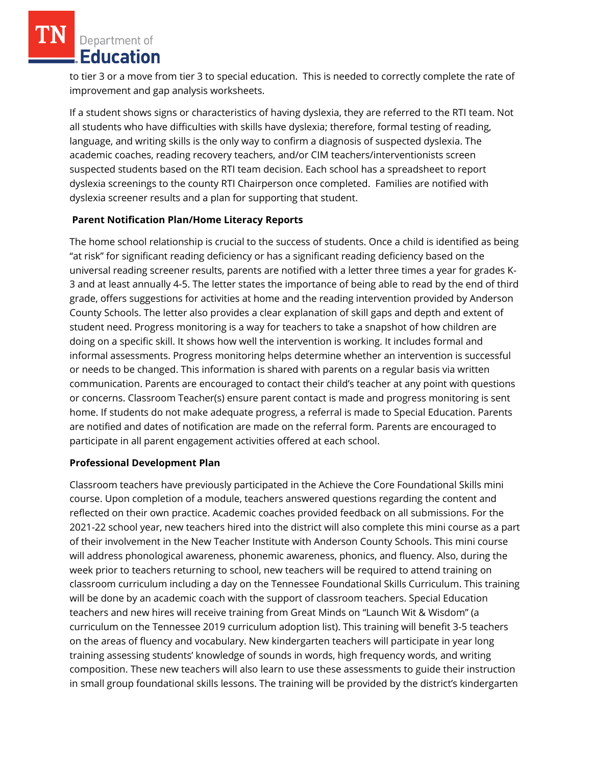to tier 3 or a move from tier 3 to special education. This is needed to correctly complete the rate of improvement and gap analysis worksheets.

If a student shows signs or characteristics of having dyslexia, they are referred to the RTI team. Not all students who have difficulties with skills have dyslexia; therefore, formal testing of reading, language, and writing skills is the only way to confirm a diagnosis of suspected dyslexia. The academic coaches, reading recovery teachers, and/or CIM teachers/interventionists screen suspected students based on the RTI team decision. Each school has a spreadsheet to report dyslexia screenings to the county RTI Chairperson once completed. Families are notified with dyslexia screener results and a plan for supporting that student.

**Parent Notification Plan/Home Literacy Reports**

The home school relationship is crucial to the success of students. Once a child is identified as being "at risk" for significant reading deficiency or has a significant reading deficiency based on the universal reading screener results, parents are notified with a letter three times a year for grades K-3 and at least annually 4-5. The letter states the importance of being able to read by the end of third grade, offers suggestions for activities at home and the reading intervention provided by Anderson County Schools. The letter also provides a clear explanation of skill gaps and depth and extent of student need. Progress monitoring is a way for teachers to take a snapshot of how children are doing on a specific skill. It shows how well the intervention is working. It includes formal and informal assessments. Progress monitoring helps determine whether an intervention is successful or needs to be changed. This information is shared with parents on a regular basis via written communication. Parents are encouraged to contact their child's teacher at any point with questions or concerns. Classroom Teacher(s) ensure parent contact is made and progress monitoring is sent home. If students do not make adequate progress, a referral is made to Special Education. Parents are notified and dates of notification are made on the referral form. Parents are encouraged to participate in all parent engagement activities offered at each school.

**Professional Development Plan**

Classroom teachers have previously participated in the Achieve the Core Foundational Skills mini course. Upon completion of a module, teachers answered questions regarding the content and reflected on their own practice. Academic coaches provided feedback on all submissions. For the 2021-22 school year, new teachers hired into the district will also complete this mini course as a part of their involvement in the New Teacher Institute with Anderson County Schools. This mini course will address phonological awareness, phonemic awareness, phonics, and fluency. Also, during the week prior to teachers returning to school, new teachers will be required to attend training on classroom curriculum including a day on the Tennessee Foundational Skills Curriculum. This training will be done by an academic coach with the support of classroom teachers. Special Education teachers and new hires will receive training from Great Minds on "Launch Wit & Wisdom" (a curriculum on the Tennessee 2019 curriculum adoption list). This training will benefit 3-5 teachers on the areas of fluency and vocabulary. New kindergarten teachers will participate in year long training assessing students' knowledge of sounds in words, high frequency words, and writing composition. These new teachers will also learn to use these assessments to guide their instruction in small group foundational skills lessons. The training will be provided by the district's kindergarten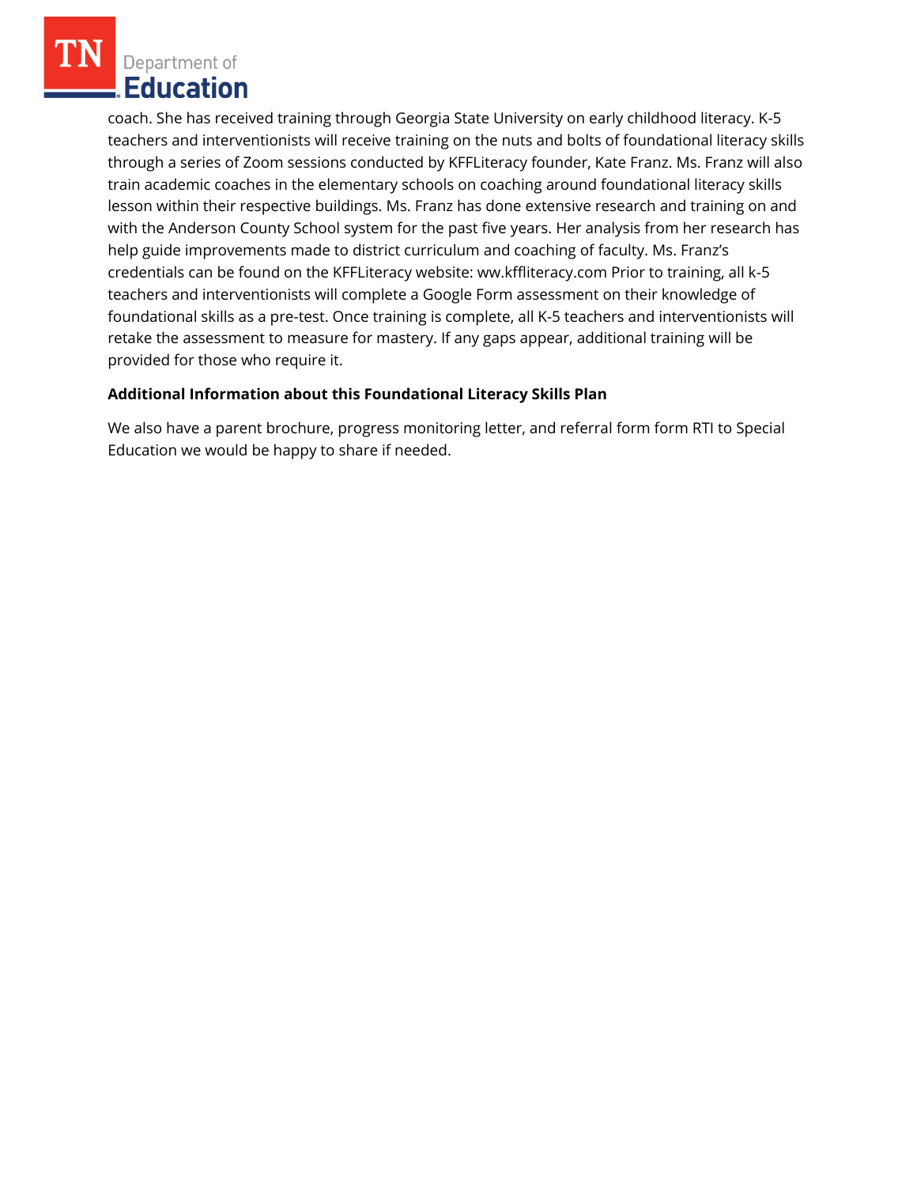coach. She has received training through Georgia State University on early childhood literacy. K-5 teachers and interventionists will receive training on the nuts and bolts of foundational literacy skills through a series of Zoom sessions conducted by KFFLiteracy founder, Kate Franz. Ms. Franz will also train academic coaches in the elementary schools on coaching around foundational literacy skills lesson within their respective buildings. Ms. Franz has done extensive research and training on and with the Anderson County School system for the past five years. Her analysis from her research has help guide improvements made to district curriculum and coaching of faculty. Ms. Franz's credentials can be found on the KFFLiteracy website: ww.kffliteracy.com Prior to training, all k-5 teachers and interventionists will complete a Google Form assessment on their knowledge of foundational skills as a pre-test. Once training is complete, all K-5 teachers and interventionists will retake the assessment to measure for mastery. If any gaps appear, additional training will be provided for those who require it.

**Additional Information about this Foundational Literacy Skills Plan**

We also have a parent brochure, progress monitoring letter, and referral form form RTI to Special Education we would be happy to share if needed.